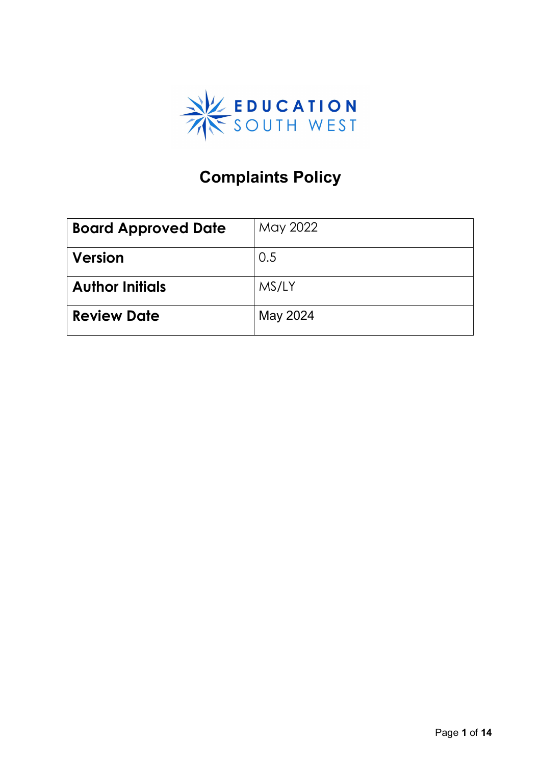EDUCATION SOUTH WEST

# Complaints Policy

| **Board Approved Date** | May 2022 |
|---|---|
| **Version** | 0.5 |
| **Author Initials** | MS/LY |
| **Review Date** | May 2024 |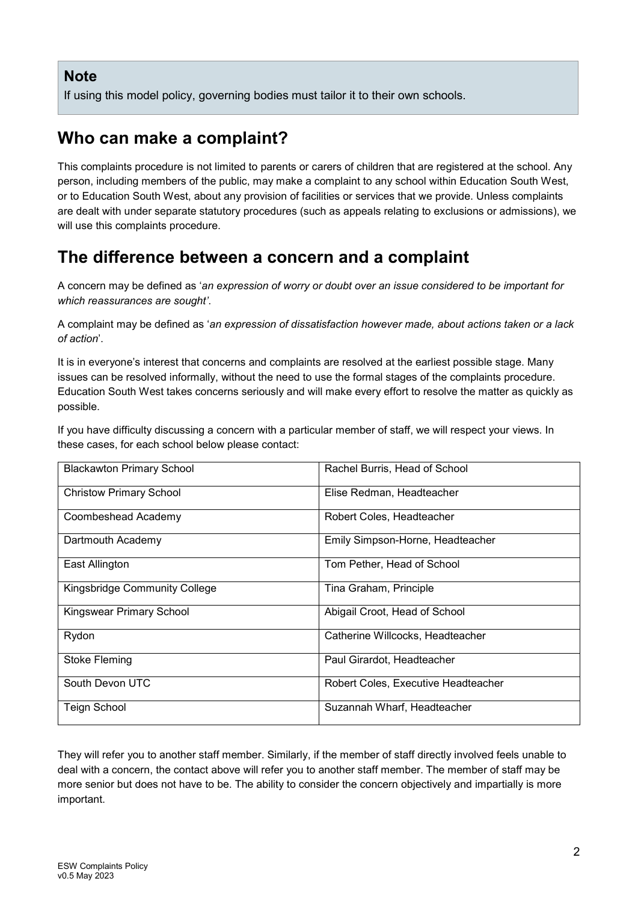**Note**

If using this model policy, governing bodies must tailor it to their own schools.

## Who can make a complaint?

This complaints procedure is not limited to parents or carers of children that are registered at the school. Any person, including members of the public, may make a complaint to any school within Education South West, or to Education South West, about any provision of facilities or services that we provide. Unless complaints are dealt with under separate statutory procedures (such as appeals relating to exclusions or admissions), we will use this complaints procedure.

## The difference between a concern and a complaint

A concern may be defined as '*an expression of worry or doubt over an issue considered to be important for which reassurances are sought'*.

A complaint may be defined as '*an expression of dissatisfaction however made, about actions taken or a lack of action*'.

It is in everyone's interest that concerns and complaints are resolved at the earliest possible stage. Many issues can be resolved informally, without the need to use the formal stages of the complaints procedure. Education South West takes concerns seriously and will make every effort to resolve the matter as quickly as possible.

If you have difficulty discussing a concern with a particular member of staff, we will respect your views. In these cases, for each school below please contact:

| | |
|---|---|
| Blackawton Primary School | Rachel Burris, Head of School |
| Christow Primary School | Elise Redman, Headteacher |
| Coombeshead Academy | Robert Coles, Headteacher |
| Dartmouth Academy | Emily Simpson-Horne, Headteacher |
| East Allington | Tom Pether, Head of School |
| Kingsbridge Community College | Tina Graham, Principle |
| Kingswear Primary School | Abigail Croot, Head of School |
| Rydon | Catherine Willcocks, Headteacher |
| Stoke Fleming | Paul Girardot, Headteacher |
| South Devon UTC | Robert Coles, Executive Headteacher |
| Teign School | Suzannah Wharf, Headteacher |

They will refer you to another staff member. Similarly, if the member of staff directly involved feels unable to deal with a concern, the contact above will refer you to another staff member. The member of staff may be more senior but does not have to be. The ability to consider the concern objectively and impartially is more important.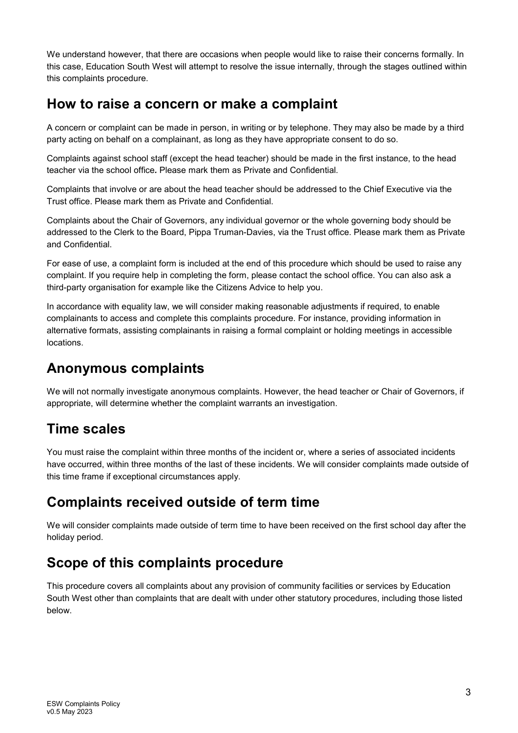We understand however, that there are occasions when people would like to raise their concerns formally. In this case, Education South West will attempt to resolve the issue internally, through the stages outlined within this complaints procedure.

## How to raise a concern or make a complaint

A concern or complaint can be made in person, in writing or by telephone. They may also be made by a third party acting on behalf on a complainant, as long as they have appropriate consent to do so.

Complaints against school staff (except the head teacher) should be made in the first instance, to the head teacher via the school office. Please mark them as Private and Confidential.

Complaints that involve or are about the head teacher should be addressed to the Chief Executive via the Trust office. Please mark them as Private and Confidential.

Complaints about the Chair of Governors, any individual governor or the whole governing body should be addressed to the Clerk to the Board, Pippa Truman-Davies, via the Trust office. Please mark them as Private and Confidential.

For ease of use, a complaint form is included at the end of this procedure which should be used to raise any complaint. If you require help in completing the form, please contact the school office. You can also ask a third-party organisation for example like the Citizens Advice to help you.

In accordance with equality law, we will consider making reasonable adjustments if required, to enable complainants to access and complete this complaints procedure. For instance, providing information in alternative formats, assisting complainants in raising a formal complaint or holding meetings in accessible locations.

## Anonymous complaints

We will not normally investigate anonymous complaints. However, the head teacher or Chair of Governors, if appropriate, will determine whether the complaint warrants an investigation.

## Time scales

You must raise the complaint within three months of the incident or, where a series of associated incidents have occurred, within three months of the last of these incidents. We will consider complaints made outside of this time frame if exceptional circumstances apply.

## Complaints received outside of term time

We will consider complaints made outside of term time to have been received on the first school day after the holiday period.

## Scope of this complaints procedure

This procedure covers all complaints about any provision of community facilities or services by Education South West other than complaints that are dealt with under other statutory procedures, including those listed below.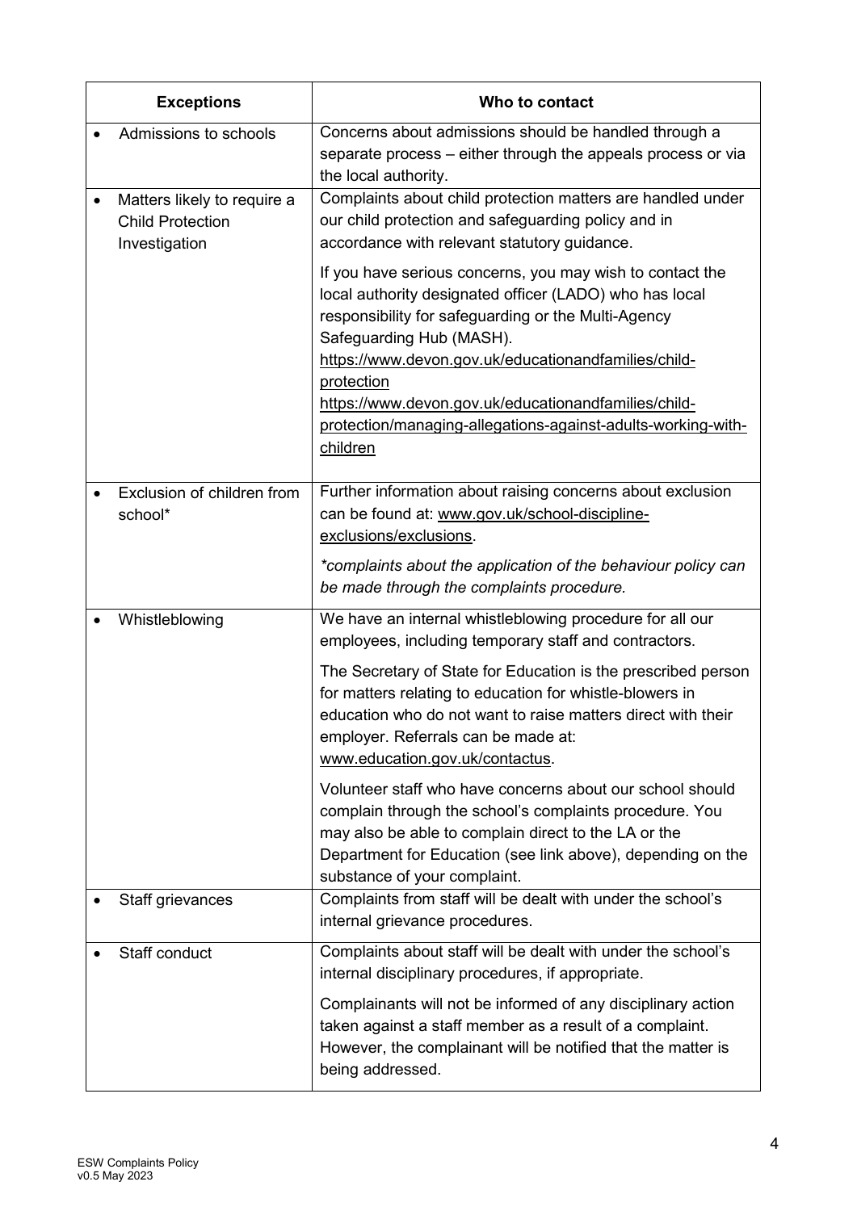| Exceptions | Who to contact |
|---|---|
| • Admissions to schools | Concerns about admissions should be handled through a separate process – either through the appeals process or via the local authority. |
| • Matters likely to require a Child Protection Investigation | Complaints about child protection matters are handled under our child protection and safeguarding policy and in accordance with relevant statutory guidance.<br><br>If you have serious concerns, you may wish to contact the local authority designated officer (LADO) who has local responsibility for safeguarding or the Multi-Agency Safeguarding Hub (MASH).<br>https://www.devon.gov.uk/educationandfamilies/child-protection<br>https://www.devon.gov.uk/educationandfamilies/child-protection/managing-allegations-against-adults-working-with-children |
| • Exclusion of children from school* | Further information about raising concerns about exclusion can be found at: www.gov.uk/school-discipline-exclusions/exclusions.<br><br>*\*complaints about the application of the behaviour policy can be made through the complaints procedure.* |
| • Whistleblowing | We have an internal whistleblowing procedure for all our employees, including temporary staff and contractors.<br><br>The Secretary of State for Education is the prescribed person for matters relating to education for whistle-blowers in education who do not want to raise matters direct with their employer. Referrals can be made at: www.education.gov.uk/contactus.<br><br>Volunteer staff who have concerns about our school should complain through the school's complaints procedure. You may also be able to complain direct to the LA or the Department for Education (see link above), depending on the substance of your complaint. |
| • Staff grievances | Complaints from staff will be dealt with under the school's internal grievance procedures. |
| • Staff conduct | Complaints about staff will be dealt with under the school's internal disciplinary procedures, if appropriate.<br><br>Complainants will not be informed of any disciplinary action taken against a staff member as a result of a complaint. However, the complainant will be notified that the matter is being addressed. |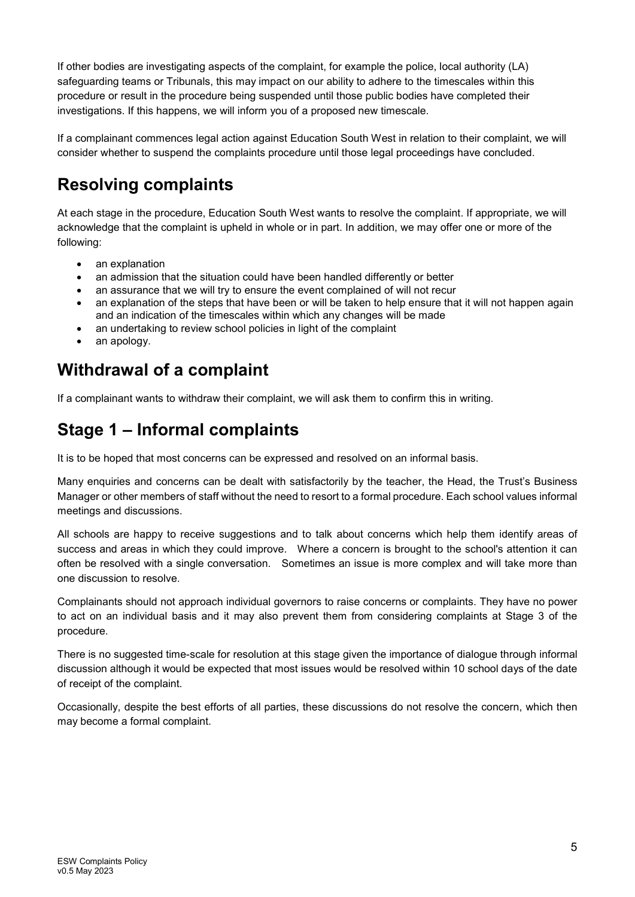If other bodies are investigating aspects of the complaint, for example the police, local authority (LA) safeguarding teams or Tribunals, this may impact on our ability to adhere to the timescales within this procedure or result in the procedure being suspended until those public bodies have completed their investigations. If this happens, we will inform you of a proposed new timescale.

If a complainant commences legal action against Education South West in relation to their complaint, we will consider whether to suspend the complaints procedure until those legal proceedings have concluded.

## Resolving complaints

At each stage in the procedure, Education South West wants to resolve the complaint. If appropriate, we will acknowledge that the complaint is upheld in whole or in part. In addition, we may offer one or more of the following:

- an explanation
- an admission that the situation could have been handled differently or better
- an assurance that we will try to ensure the event complained of will not recur
- an explanation of the steps that have been or will be taken to help ensure that it will not happen again and an indication of the timescales within which any changes will be made
- an undertaking to review school policies in light of the complaint
- an apology.

## Withdrawal of a complaint

If a complainant wants to withdraw their complaint, we will ask them to confirm this in writing.

## Stage 1 – Informal complaints

It is to be hoped that most concerns can be expressed and resolved on an informal basis.

Many enquiries and concerns can be dealt with satisfactorily by the teacher, the Head, the Trust's Business Manager or other members of staff without the need to resort to a formal procedure. Each school values informal meetings and discussions.

All schools are happy to receive suggestions and to talk about concerns which help them identify areas of success and areas in which they could improve. Where a concern is brought to the school's attention it can often be resolved with a single conversation. Sometimes an issue is more complex and will take more than one discussion to resolve.

Complainants should not approach individual governors to raise concerns or complaints. They have no power to act on an individual basis and it may also prevent them from considering complaints at Stage 3 of the procedure.

There is no suggested time-scale for resolution at this stage given the importance of dialogue through informal discussion although it would be expected that most issues would be resolved within 10 school days of the date of receipt of the complaint.

Occasionally, despite the best efforts of all parties, these discussions do not resolve the concern, which then may become a formal complaint.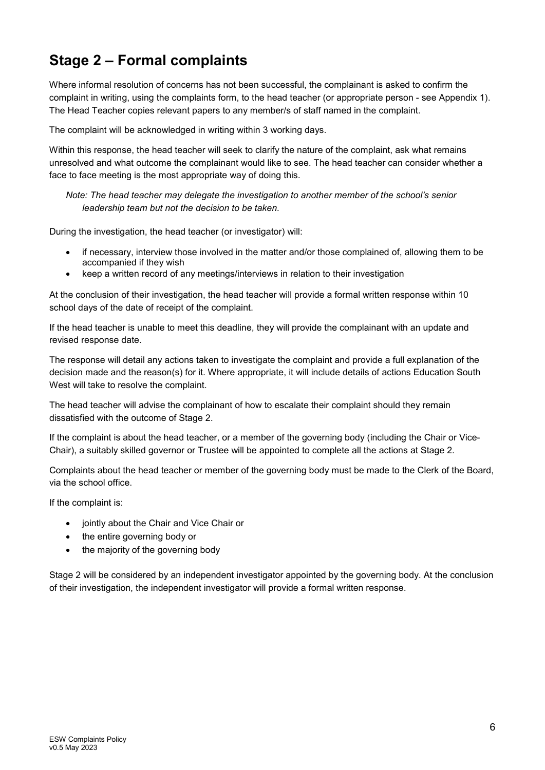## Stage 2 – Formal complaints

Where informal resolution of concerns has not been successful, the complainant is asked to confirm the complaint in writing, using the complaints form, to the head teacher (or appropriate person - see Appendix 1). The Head Teacher copies relevant papers to any member/s of staff named in the complaint.

The complaint will be acknowledged in writing within 3 working days.

Within this response, the head teacher will seek to clarify the nature of the complaint, ask what remains unresolved and what outcome the complainant would like to see. The head teacher can consider whether a face to face meeting is the most appropriate way of doing this.

*Note: The head teacher may delegate the investigation to another member of the school's senior leadership team but not the decision to be taken.*

During the investigation, the head teacher (or investigator) will:

- if necessary, interview those involved in the matter and/or those complained of, allowing them to be accompanied if they wish
- keep a written record of any meetings/interviews in relation to their investigation

At the conclusion of their investigation, the head teacher will provide a formal written response within 10 school days of the date of receipt of the complaint.

If the head teacher is unable to meet this deadline, they will provide the complainant with an update and revised response date.

The response will detail any actions taken to investigate the complaint and provide a full explanation of the decision made and the reason(s) for it. Where appropriate, it will include details of actions Education South West will take to resolve the complaint.

The head teacher will advise the complainant of how to escalate their complaint should they remain dissatisfied with the outcome of Stage 2.

If the complaint is about the head teacher, or a member of the governing body (including the Chair or Vice-Chair), a suitably skilled governor or Trustee will be appointed to complete all the actions at Stage 2.

Complaints about the head teacher or member of the governing body must be made to the Clerk of the Board, via the school office.

If the complaint is:

- jointly about the Chair and Vice Chair or
- the entire governing body or
- the majority of the governing body

Stage 2 will be considered by an independent investigator appointed by the governing body. At the conclusion of their investigation, the independent investigator will provide a formal written response.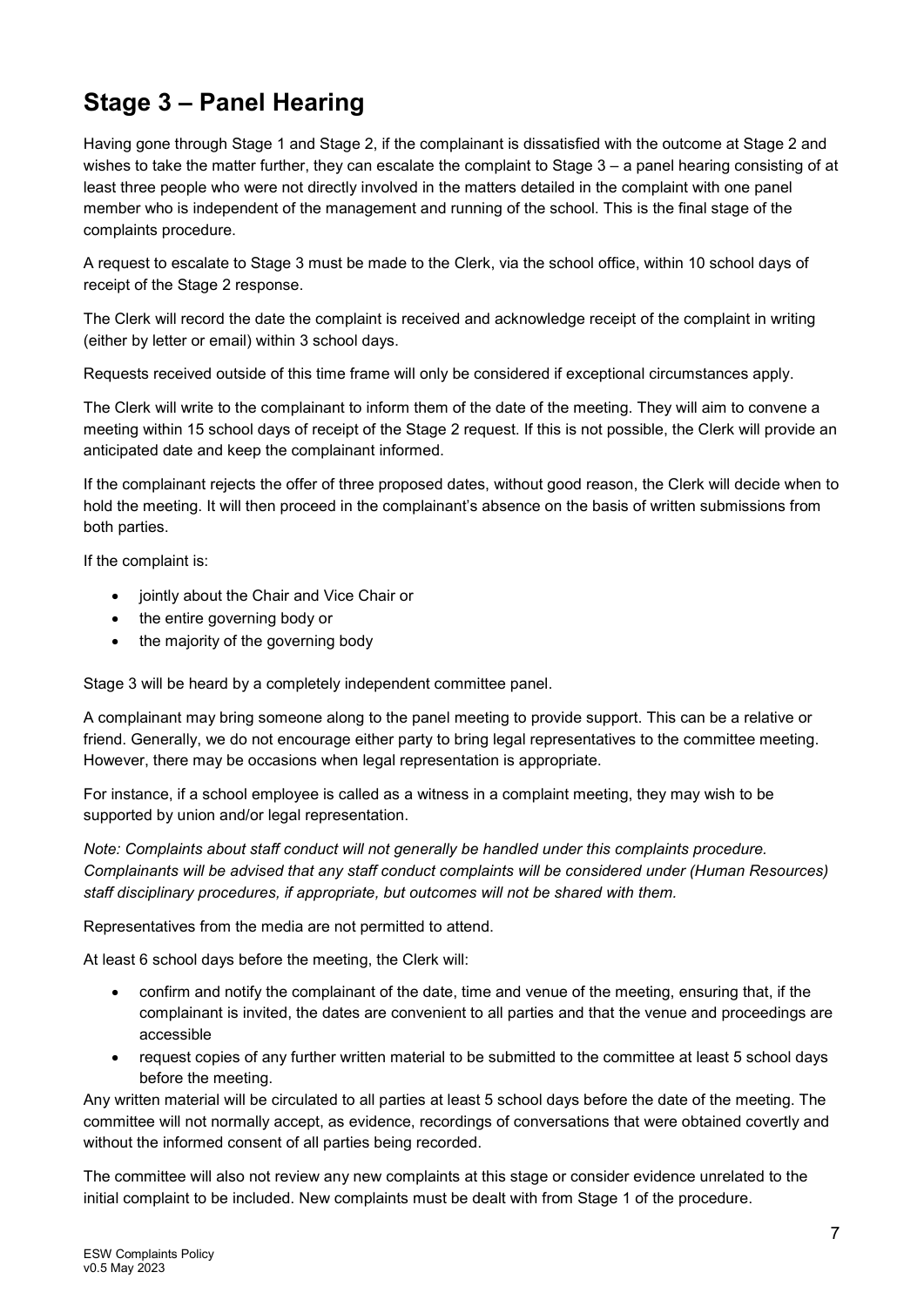## Stage 3 – Panel Hearing

Having gone through Stage 1 and Stage 2, if the complainant is dissatisfied with the outcome at Stage 2 and wishes to take the matter further, they can escalate the complaint to Stage 3 – a panel hearing consisting of at least three people who were not directly involved in the matters detailed in the complaint with one panel member who is independent of the management and running of the school. This is the final stage of the complaints procedure.

A request to escalate to Stage 3 must be made to the Clerk, via the school office, within 10 school days of receipt of the Stage 2 response.

The Clerk will record the date the complaint is received and acknowledge receipt of the complaint in writing (either by letter or email) within 3 school days.

Requests received outside of this time frame will only be considered if exceptional circumstances apply.

The Clerk will write to the complainant to inform them of the date of the meeting. They will aim to convene a meeting within 15 school days of receipt of the Stage 2 request. If this is not possible, the Clerk will provide an anticipated date and keep the complainant informed.

If the complainant rejects the offer of three proposed dates, without good reason, the Clerk will decide when to hold the meeting. It will then proceed in the complainant's absence on the basis of written submissions from both parties.

If the complaint is:

- jointly about the Chair and Vice Chair or
- the entire governing body or
- the majority of the governing body

Stage 3 will be heard by a completely independent committee panel.

A complainant may bring someone along to the panel meeting to provide support. This can be a relative or friend. Generally, we do not encourage either party to bring legal representatives to the committee meeting. However, there may be occasions when legal representation is appropriate.

For instance, if a school employee is called as a witness in a complaint meeting, they may wish to be supported by union and/or legal representation.

*Note: Complaints about staff conduct will not generally be handled under this complaints procedure. Complainants will be advised that any staff conduct complaints will be considered under (Human Resources) staff disciplinary procedures, if appropriate, but outcomes will not be shared with them.*

Representatives from the media are not permitted to attend.

At least 6 school days before the meeting, the Clerk will:

- confirm and notify the complainant of the date, time and venue of the meeting, ensuring that, if the complainant is invited, the dates are convenient to all parties and that the venue and proceedings are accessible
- request copies of any further written material to be submitted to the committee at least 5 school days before the meeting.

Any written material will be circulated to all parties at least 5 school days before the date of the meeting. The committee will not normally accept, as evidence, recordings of conversations that were obtained covertly and without the informed consent of all parties being recorded.

The committee will also not review any new complaints at this stage or consider evidence unrelated to the initial complaint to be included. New complaints must be dealt with from Stage 1 of the procedure.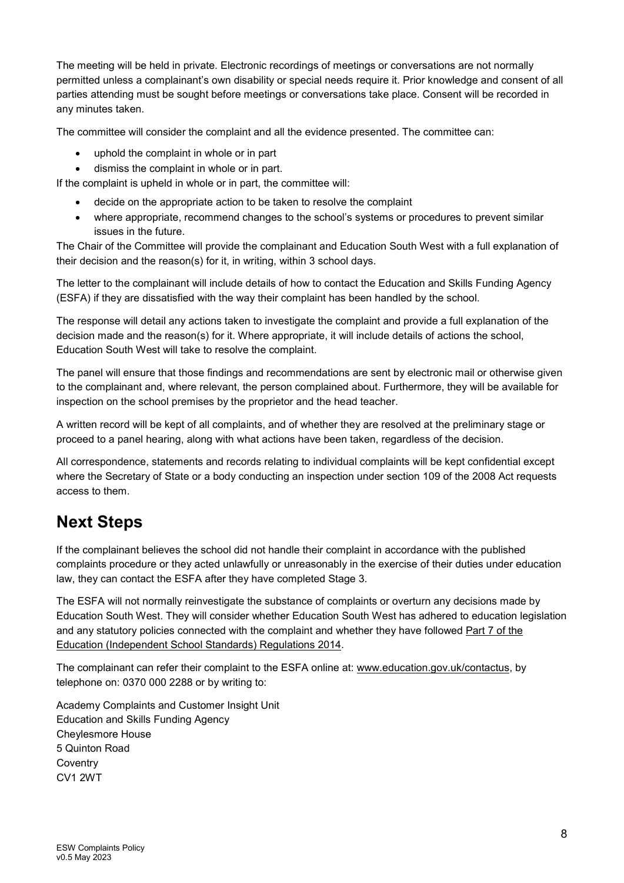The meeting will be held in private. Electronic recordings of meetings or conversations are not normally permitted unless a complainant's own disability or special needs require it. Prior knowledge and consent of all parties attending must be sought before meetings or conversations take place. Consent will be recorded in any minutes taken.

The committee will consider the complaint and all the evidence presented. The committee can:

- uphold the complaint in whole or in part
- dismiss the complaint in whole or in part.

If the complaint is upheld in whole or in part, the committee will:

- decide on the appropriate action to be taken to resolve the complaint
- where appropriate, recommend changes to the school's systems or procedures to prevent similar issues in the future.

The Chair of the Committee will provide the complainant and Education South West with a full explanation of their decision and the reason(s) for it, in writing, within 3 school days.

The letter to the complainant will include details of how to contact the Education and Skills Funding Agency (ESFA) if they are dissatisfied with the way their complaint has been handled by the school.

The response will detail any actions taken to investigate the complaint and provide a full explanation of the decision made and the reason(s) for it. Where appropriate, it will include details of actions the school, Education South West will take to resolve the complaint.

The panel will ensure that those findings and recommendations are sent by electronic mail or otherwise given to the complainant and, where relevant, the person complained about. Furthermore, they will be available for inspection on the school premises by the proprietor and the head teacher.

A written record will be kept of all complaints, and of whether they are resolved at the preliminary stage or proceed to a panel hearing, along with what actions have been taken, regardless of the decision.

All correspondence, statements and records relating to individual complaints will be kept confidential except where the Secretary of State or a body conducting an inspection under section 109 of the 2008 Act requests access to them.

## Next Steps

If the complainant believes the school did not handle their complaint in accordance with the published complaints procedure or they acted unlawfully or unreasonably in the exercise of their duties under education law, they can contact the ESFA after they have completed Stage 3.

The ESFA will not normally reinvestigate the substance of complaints or overturn any decisions made by Education South West. They will consider whether Education South West has adhered to education legislation and any statutory policies connected with the complaint and whether they have followed Part 7 of the Education (Independent School Standards) Regulations 2014.

The complainant can refer their complaint to the ESFA online at: www.education.gov.uk/contactus, by telephone on: 0370 000 2288 or by writing to:

Academy Complaints and Customer Insight Unit
Education and Skills Funding Agency
Cheylesmore House
5 Quinton Road
Coventry
CV1 2WT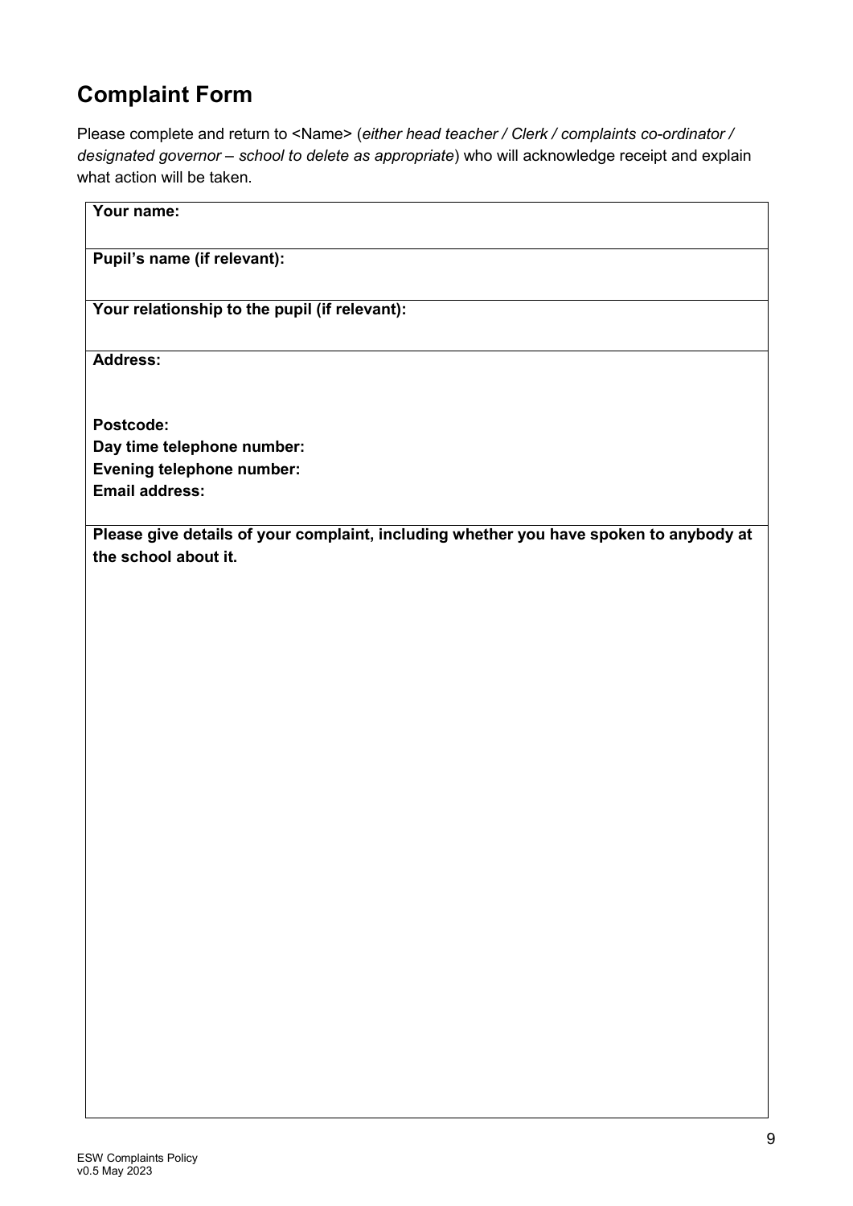## Complaint Form

Please complete and return to <Name> (*either head teacher / Clerk / complaints co-ordinator / designated governor – school to delete as appropriate*) who will acknowledge receipt and explain what action will be taken.

| **Your name:** |
|---|
| **Pupil's name (if relevant):** |
| **Your relationship to the pupil (if relevant):** |
| **Address:**<br><br>**Postcode:**<br>**Day time telephone number:**<br>**Evening telephone number:**<br>**Email address:** |
| **Please give details of your complaint, including whether you have spoken to anybody at the school about it.** |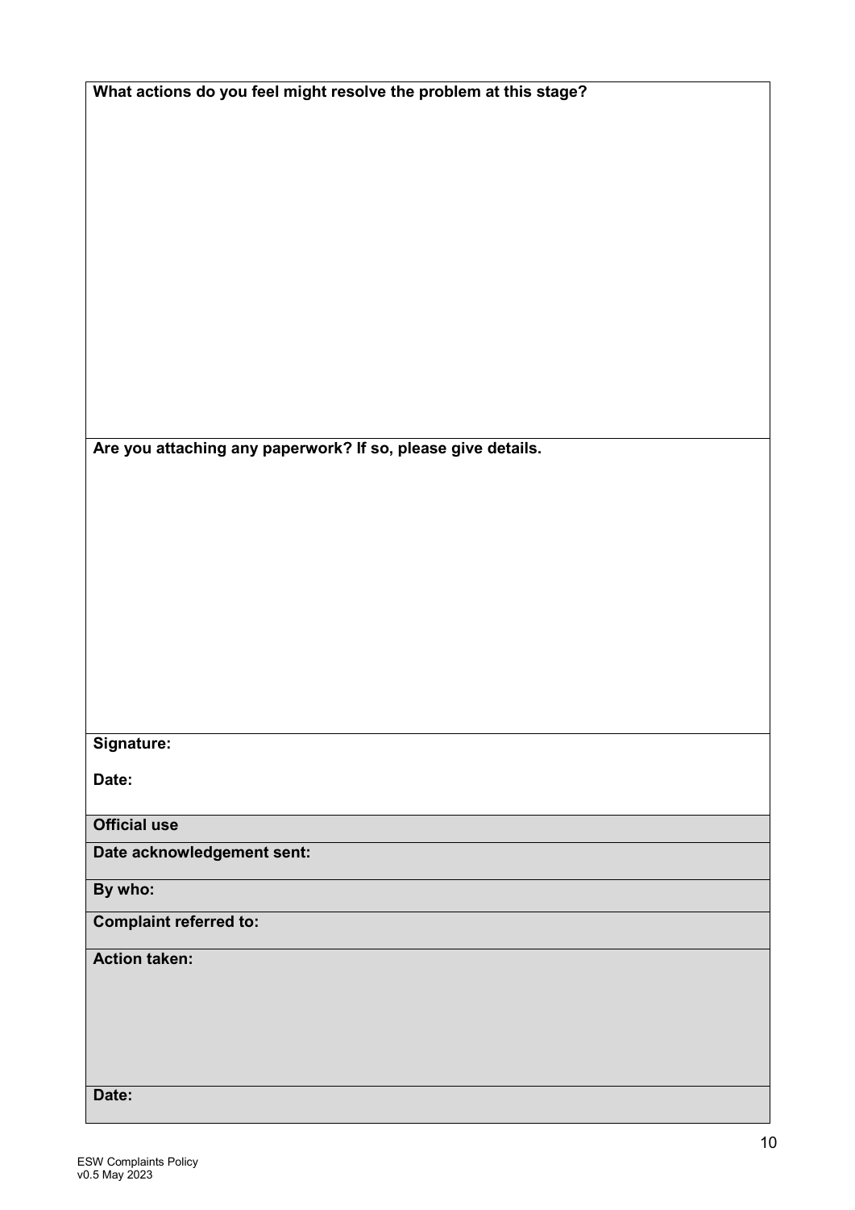| **What actions do you feel might resolve the problem at this stage?** |
|---|
| **Are you attaching any paperwork? If so, please give details.** |
| **Signature:**<br><br>**Date:** |
| **Official use** |
| **Date acknowledgement sent:** |
| **By who:** |
| **Complaint referred to:** |
| **Action taken:** |
| **Date:** |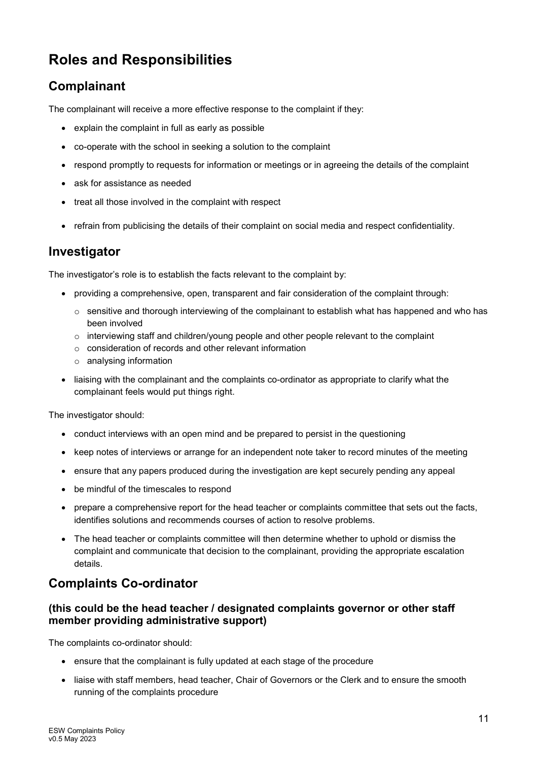# Roles and Responsibilities

## Complainant

The complainant will receive a more effective response to the complaint if they:

- explain the complaint in full as early as possible
- co-operate with the school in seeking a solution to the complaint
- respond promptly to requests for information or meetings or in agreeing the details of the complaint
- ask for assistance as needed
- treat all those involved in the complaint with respect
- refrain from publicising the details of their complaint on social media and respect confidentiality.

## Investigator

The investigator's role is to establish the facts relevant to the complaint by:

- providing a comprehensive, open, transparent and fair consideration of the complaint through:
  - sensitive and thorough interviewing of the complainant to establish what has happened and who has been involved
  - interviewing staff and children/young people and other people relevant to the complaint
  - consideration of records and other relevant information
  - analysing information
- liaising with the complainant and the complaints co-ordinator as appropriate to clarify what the complainant feels would put things right.

The investigator should:

- conduct interviews with an open mind and be prepared to persist in the questioning
- keep notes of interviews or arrange for an independent note taker to record minutes of the meeting
- ensure that any papers produced during the investigation are kept securely pending any appeal
- be mindful of the timescales to respond
- prepare a comprehensive report for the head teacher or complaints committee that sets out the facts, identifies solutions and recommends courses of action to resolve problems.
- The head teacher or complaints committee will then determine whether to uphold or dismiss the complaint and communicate that decision to the complainant, providing the appropriate escalation details.

## Complaints Co-ordinator

### (this could be the head teacher / designated complaints governor or other staff member providing administrative support)

The complaints co-ordinator should:

- ensure that the complainant is fully updated at each stage of the procedure
- liaise with staff members, head teacher, Chair of Governors or the Clerk and to ensure the smooth running of the complaints procedure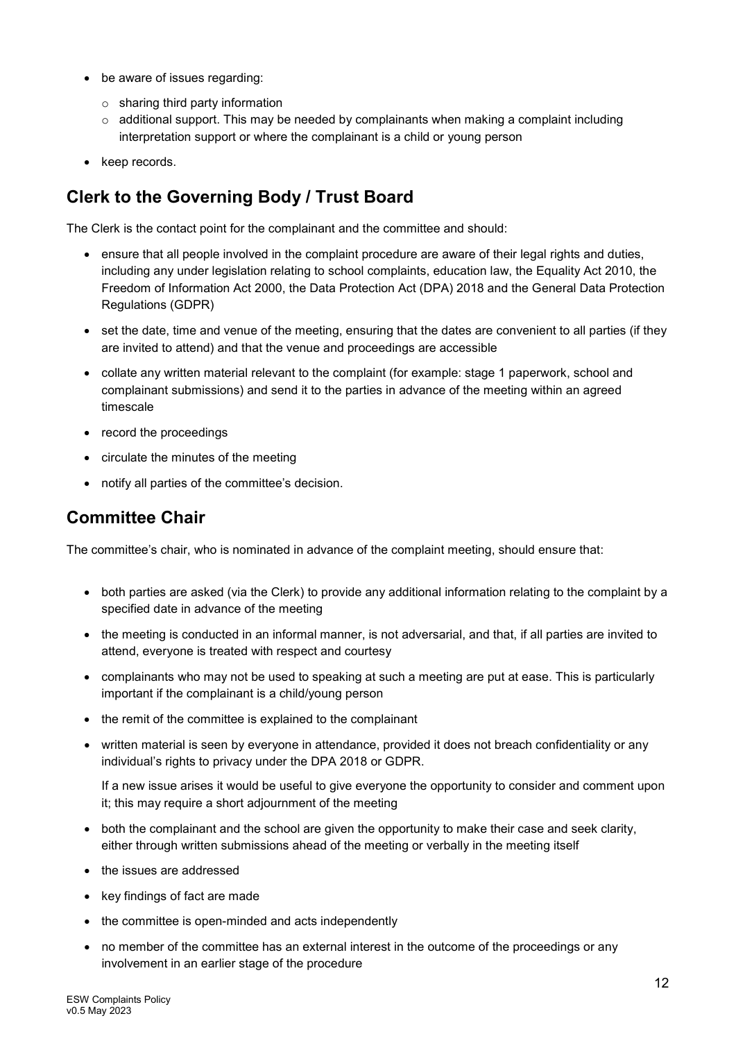- be aware of issues regarding:
  - sharing third party information
  - additional support. This may be needed by complainants when making a complaint including interpretation support or where the complainant is a child or young person
- keep records.

## Clerk to the Governing Body / Trust Board

The Clerk is the contact point for the complainant and the committee and should:

- ensure that all people involved in the complaint procedure are aware of their legal rights and duties, including any under legislation relating to school complaints, education law, the Equality Act 2010, the Freedom of Information Act 2000, the Data Protection Act (DPA) 2018 and the General Data Protection Regulations (GDPR)
- set the date, time and venue of the meeting, ensuring that the dates are convenient to all parties (if they are invited to attend) and that the venue and proceedings are accessible
- collate any written material relevant to the complaint (for example: stage 1 paperwork, school and complainant submissions) and send it to the parties in advance of the meeting within an agreed timescale
- record the proceedings
- circulate the minutes of the meeting
- notify all parties of the committee's decision.

## Committee Chair

The committee's chair, who is nominated in advance of the complaint meeting, should ensure that:

- both parties are asked (via the Clerk) to provide any additional information relating to the complaint by a specified date in advance of the meeting
- the meeting is conducted in an informal manner, is not adversarial, and that, if all parties are invited to attend, everyone is treated with respect and courtesy
- complainants who may not be used to speaking at such a meeting are put at ease. This is particularly important if the complainant is a child/young person
- the remit of the committee is explained to the complainant
- written material is seen by everyone in attendance, provided it does not breach confidentiality or any individual's rights to privacy under the DPA 2018 or GDPR.

  If a new issue arises it would be useful to give everyone the opportunity to consider and comment upon it; this may require a short adjournment of the meeting
- both the complainant and the school are given the opportunity to make their case and seek clarity, either through written submissions ahead of the meeting or verbally in the meeting itself
- the issues are addressed
- key findings of fact are made
- the committee is open-minded and acts independently
- no member of the committee has an external interest in the outcome of the proceedings or any involvement in an earlier stage of the procedure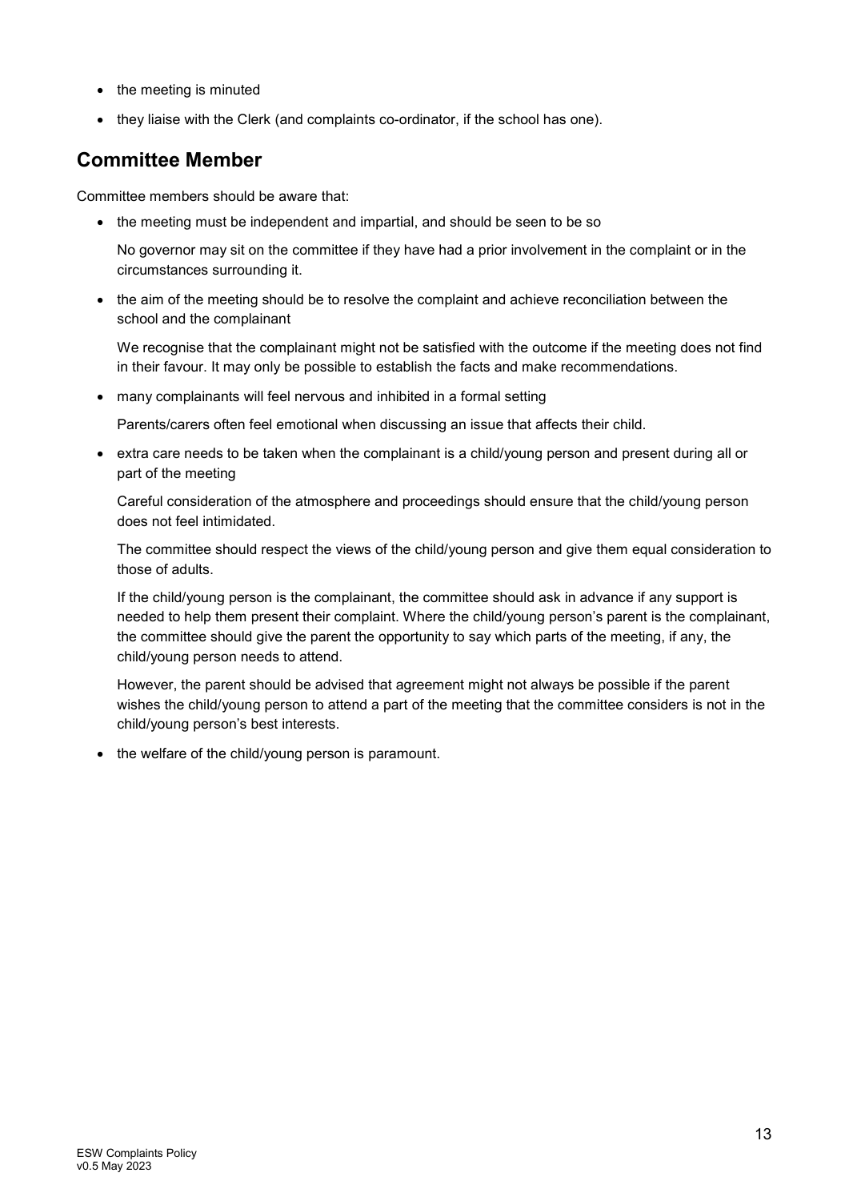- the meeting is minuted
- they liaise with the Clerk (and complaints co-ordinator, if the school has one).

## Committee Member

Committee members should be aware that:

- the meeting must be independent and impartial, and should be seen to be so

  No governor may sit on the committee if they have had a prior involvement in the complaint or in the circumstances surrounding it.

- the aim of the meeting should be to resolve the complaint and achieve reconciliation between the school and the complainant

  We recognise that the complainant might not be satisfied with the outcome if the meeting does not find in their favour. It may only be possible to establish the facts and make recommendations.

- many complainants will feel nervous and inhibited in a formal setting

  Parents/carers often feel emotional when discussing an issue that affects their child.

- extra care needs to be taken when the complainant is a child/young person and present during all or part of the meeting

  Careful consideration of the atmosphere and proceedings should ensure that the child/young person does not feel intimidated.

  The committee should respect the views of the child/young person and give them equal consideration to those of adults.

  If the child/young person is the complainant, the committee should ask in advance if any support is needed to help them present their complaint. Where the child/young person's parent is the complainant, the committee should give the parent the opportunity to say which parts of the meeting, if any, the child/young person needs to attend.

  However, the parent should be advised that agreement might not always be possible if the parent wishes the child/young person to attend a part of the meeting that the committee considers is not in the child/young person's best interests.

- the welfare of the child/young person is paramount.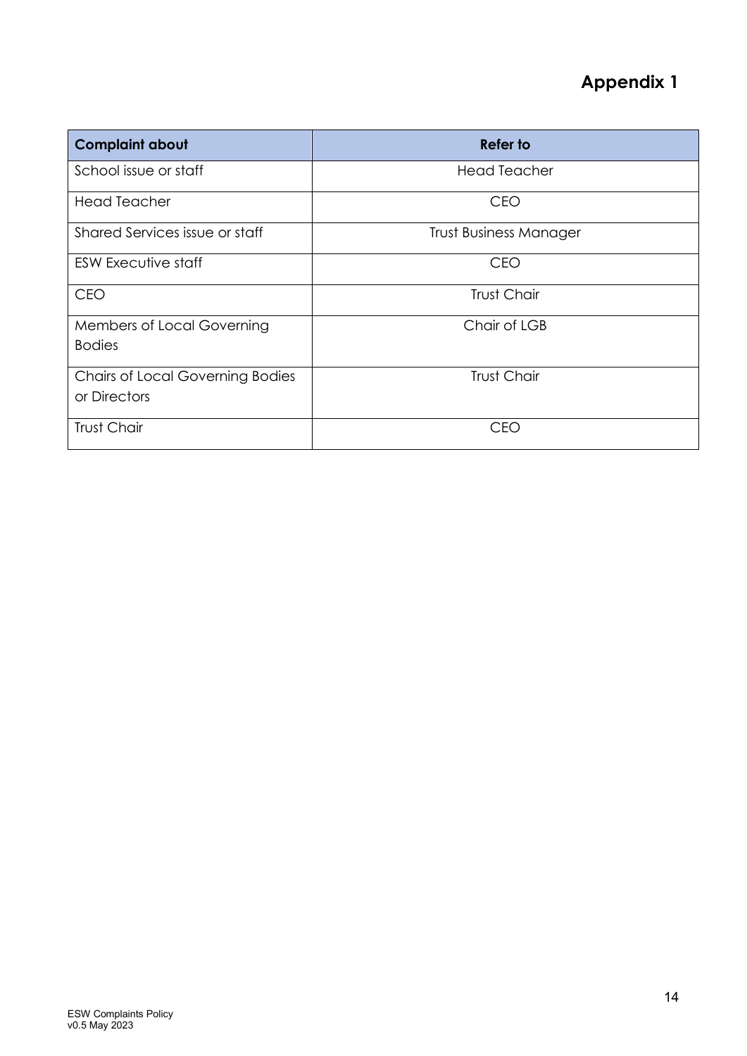# Appendix 1

| Complaint about | Refer to |
|---|---|
| School issue or staff | Head Teacher |
| Head Teacher | CEO |
| Shared Services issue or staff | Trust Business Manager |
| ESW Executive staff | CEO |
| CEO | Trust Chair |
| Members of Local Governing Bodies | Chair of LGB |
| Chairs of Local Governing Bodies or Directors | Trust Chair |
| Trust Chair | CEO |